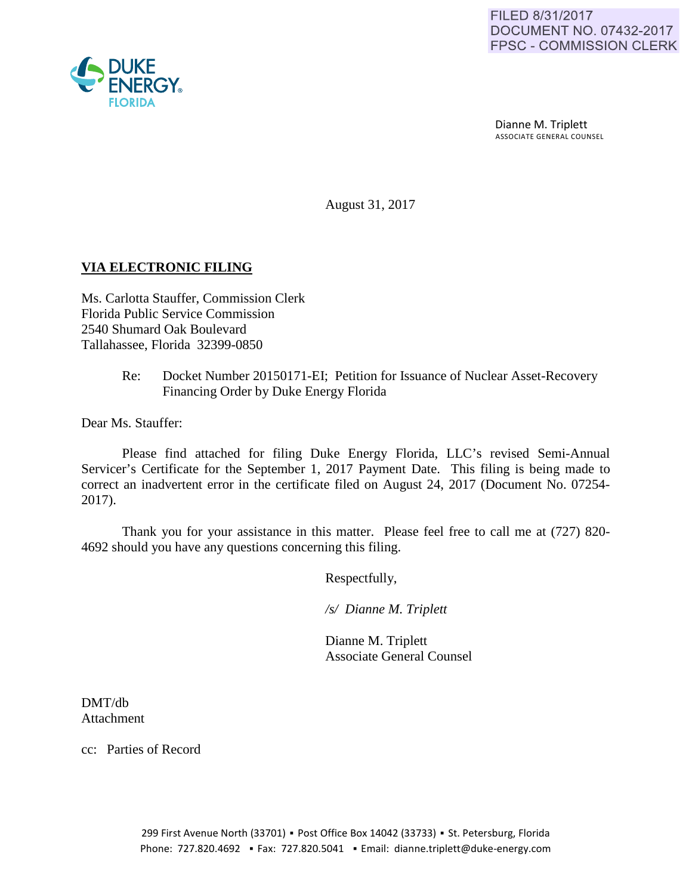FILED 8/31/2017
DOCUMENT NO. 07432-2017
FPSC - COMMISSION CLERK

DUKE ENERGY
FLORIDA

Dianne M. Triplett
ASSOCIATE GENERAL COUNSEL

August 31, 2017

**VIA ELECTRONIC FILING**

Ms. Carlotta Stauffer, Commission Clerk
Florida Public Service Commission
2540 Shumard Oak Boulevard
Tallahassee, Florida 32399-0850

Re: Docket Number 20150171-EI; Petition for Issuance of Nuclear Asset-Recovery Financing Order by Duke Energy Florida

Dear Ms. Stauffer:

Please find attached for filing Duke Energy Florida, LLC's revised Semi-Annual Servicer's Certificate for the September 1, 2017 Payment Date. This filing is being made to correct an inadvertent error in the certificate filed on August 24, 2017 (Document No. 07254-2017).

Thank you for your assistance in this matter. Please feel free to call me at (727) 820-4692 should you have any questions concerning this filing.

Respectfully,

*/s/ Dianne M. Triplett*

Dianne M. Triplett
Associate General Counsel

DMT/db
Attachment

cc: Parties of Record

299 First Avenue North (33701) ▪ Post Office Box 14042 (33733) ▪ St. Petersburg, Florida
Phone: 727.820.4692 ▪ Fax: 727.820.5041 ▪ Email: dianne.triplett@duke-energy.com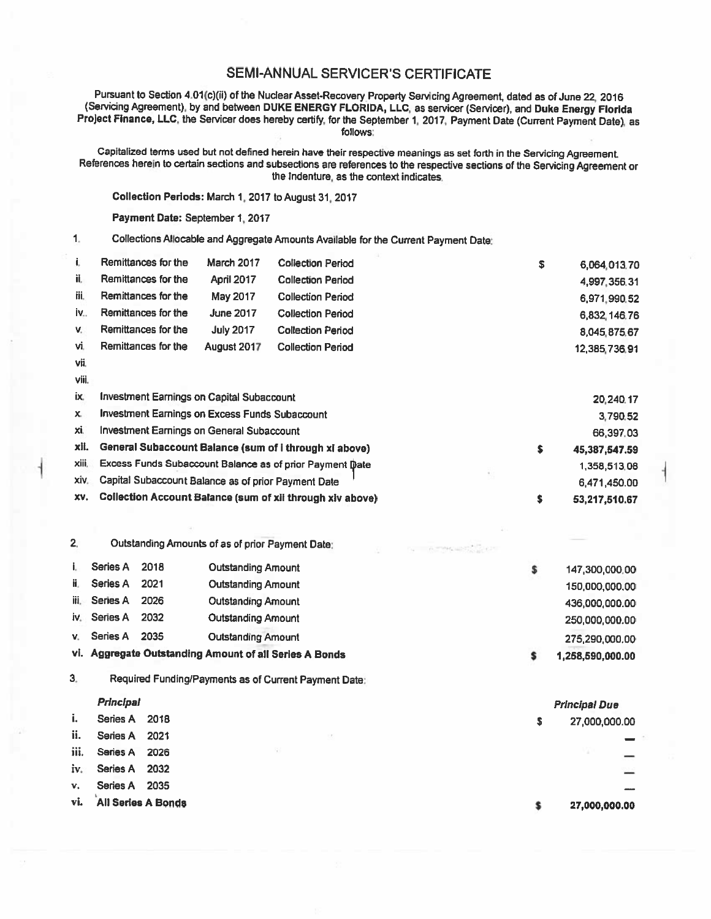# SEMI-ANNUAL SERVICER'S CERTIFICATE

Pursuant to Section 4.01(c)(ii) of the Nuclear Asset-Recovery Property Servicing Agreement, dated as of June 22, 2016 (Servicing Agreement), by and between **DUKE ENERGY FLORIDA, LLC**, as servicer (Servicer), and **Duke Energy Florida Project Finance, LLC**, the Servicer does hereby certify, for the September 1, 2017, Payment Date (Current Payment Date), as follows:

Capitalized terms used but not defined herein have their respective meanings as set forth in the Servicing Agreement. References herein to certain sections and subsections are references to the respective sections of the Servicing Agreement or the Indenture, as the context indicates.

**Collection Periods:** March 1, 2017 to August 31, 2017

**Payment Date:** September 1, 2017

1. Collections Allocable and Aggregate Amounts Available for the Current Payment Date:

| | | | | | |
|---|---|---|---|---|---|
| i. | Remittances for the | March 2017 | Collection Period | $ | 6,064,013.70 |
| ii. | Remittances for the | April 2017 | Collection Period | | 4,997,356.31 |
| iii. | Remittances for the | May 2017 | Collection Period | | 6,971,990.52 |
| iv. | Remittances for the | June 2017 | Collection Period | | 6,832,146.76 |
| v. | Remittances for the | July 2017 | Collection Period | | 8,045,875.67 |
| vi. | Remittances for the | August 2017 | Collection Period | | 12,385,736.91 |
| vii. | | | | | |
| viii. | | | | | |
| ix. | Investment Earnings on Capital Subaccount | | | | 20,240.17 |
| x. | Investment Earnings on Excess Funds Subaccount | | | | 3,790.52 |
| xi. | Investment Earnings on General Subaccount | | | | 66,397.03 |
| **xii.** | **General Subaccount Balance (sum of i through xi above)** | | | **$** | **45,387,547.59** |
| xiii. | Excess Funds Subaccount Balance as of prior Payment Date | | | | 1,358,513.08 |
| xiv. | Capital Subaccount Balance as of prior Payment Date | | | | 6,471,450.00 |
| **xv.** | **Collection Account Balance (sum of xii through xiv above)** | | | **$** | **53,217,510.67** |

2. Outstanding Amounts of as of prior Payment Date:

| | | | | | |
|---|---|---|---|---|---|
| i. | Series A | 2018 | Outstanding Amount | $ | 147,300,000.00 |
| ii. | Series A | 2021 | Outstanding Amount | | 150,000,000.00 |
| iii. | Series A | 2026 | Outstanding Amount | | 436,000,000.00 |
| iv. | Series A | 2032 | Outstanding Amount | | 250,000,000.00 |
| v. | Series A | 2035 | Outstanding Amount | | 275,290,000.00 |
| **vi.** | **Aggregate Outstanding Amount of all Series A Bonds** | | | **$** | **1,258,590,000.00** |

3. Required Funding/Payments as of Current Payment Date:

| | ***Principal*** | | | ***Principal Due*** |
|---|---|---|---|---|
| i. | Series A | 2018 | $ | 27,000,000.00 |
| ii. | Series A | 2021 | | — |
| iii. | Series A | 2026 | | — |
| iv. | Series A | 2032 | | — |
| v. | Series A | 2035 | | — |
| **vi.** | **All Series A Bonds** | | **$** | **27,000,000.00** |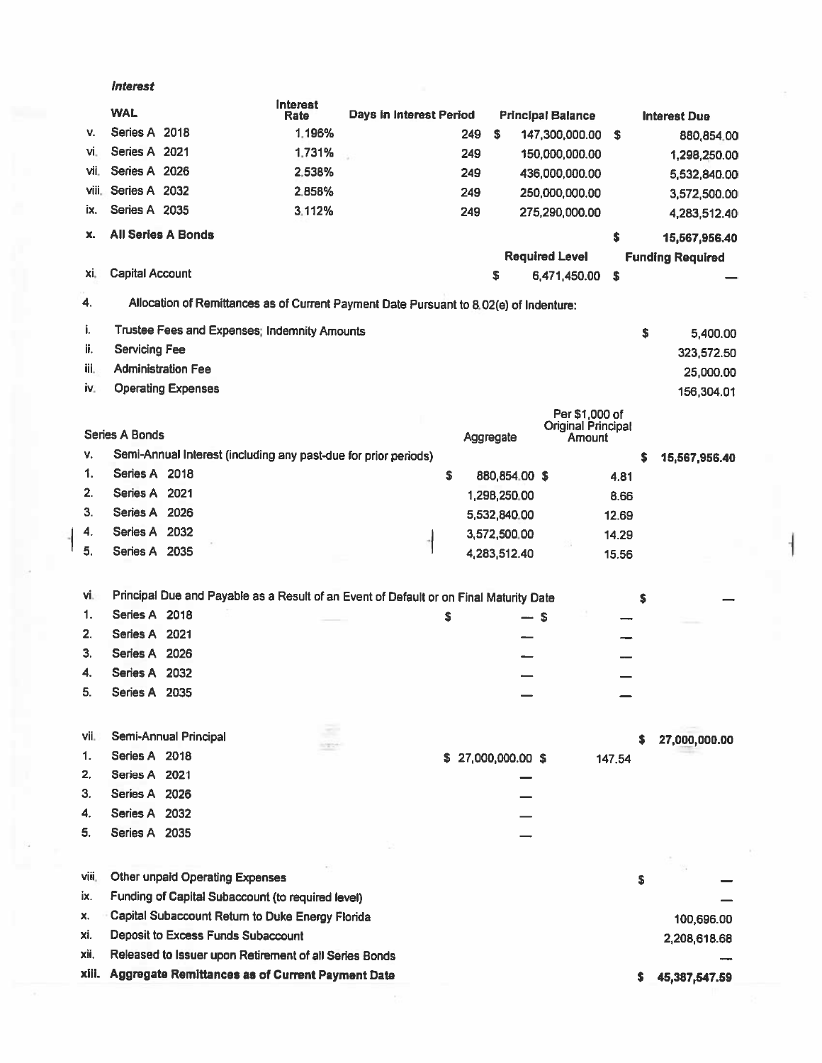*Interest*

| | WAL | Interest Rate | Days in Interest Period | Principal Balance | Interest Due |
|---|---|---|---|---|---|
| v. | Series A 2018 | 1.196% | 249 | $ 147,300,000.00 | $ 880,854.00 |
| vi. | Series A 2021 | 1.731% | 249 | 150,000,000.00 | 1,298,250.00 |
| vii. | Series A 2026 | 2.538% | 249 | 436,000,000.00 | 5,532,840.00 |
| viii. | Series A 2032 | 2.858% | 249 | 250,000,000.00 | 3,572,500.00 |
| ix. | Series A 2035 | 3.112% | 249 | 275,290,000.00 | 4,283,512.40 |
| **x.** | **All Series A Bonds** | | | | **$ 15,567,956.40** |

| | | Required Level | Funding Required |
|---|---|---|---|
| xi. | Capital Account | $ 6,471,450.00 | $ — |

4. Allocation of Remittances as of Current Payment Date Pursuant to 8.02(e) of Indenture:

| | | | | |
|---|---|---|---|---|
| i. | Trustee Fees and Expenses; Indemnity Amounts | | | $ 5,400.00 |
| ii. | Servicing Fee | | | 323,572.50 |
| iii. | Administration Fee | | | 25,000.00 |
| iv. | Operating Expenses | | | 156,304.01 |

| | Series A Bonds | Aggregate | Per $1,000 of Original Principal Amount | |
|---|---|---|---|---|
| v. | Semi-Annual Interest (including any past-due for prior periods) | | | $ 15,567,956.40 |
| 1. | Series A 2018 | $ 880,854.00 | $ 4.81 | |
| 2. | Series A 2021 | 1,298,250.00 | 8.66 | |
| 3. | Series A 2026 | 5,532,840.00 | 12.69 | |
| 4. | Series A 2032 | 3,572,500.00 | 14.29 | |
| 5. | Series A 2035 | 4,283,512.40 | 15.56 | |
| | | | | |
| vi. | Principal Due and Payable as a Result of an Event of Default or on Final Maturity Date | | | $ — |
| 1. | Series A 2018 | $ — | $ — | |
| 2. | Series A 2021 | — | — | |
| 3. | Series A 2026 | — | — | |
| 4. | Series A 2032 | — | — | |
| 5. | Series A 2035 | — | — | |
| | | | | |
| vii. | Semi-Annual Principal | | | $ 27,000,000.00 |
| 1. | Series A 2018 | $ 27,000,000.00 | $ 147.54 | |
| 2. | Series A 2021 | — | | |
| 3. | Series A 2026 | — | | |
| 4. | Series A 2032 | — | | |
| 5. | Series A 2035 | — | | |

| | | |
|---|---|---|
| viii. | Other unpaid Operating Expenses | $ — |
| ix. | Funding of Capital Subaccount (to required level) | — |
| x. | Capital Subaccount Return to Duke Energy Florida | 100,696.00 |
| xi. | Deposit to Excess Funds Subaccount | 2,208,618.68 |
| xii. | Released to Issuer upon Retirement of all Series Bonds | — |
| **xiii.** | **Aggregate Remittances as of Current Payment Date** | **$ 45,387,547.59** |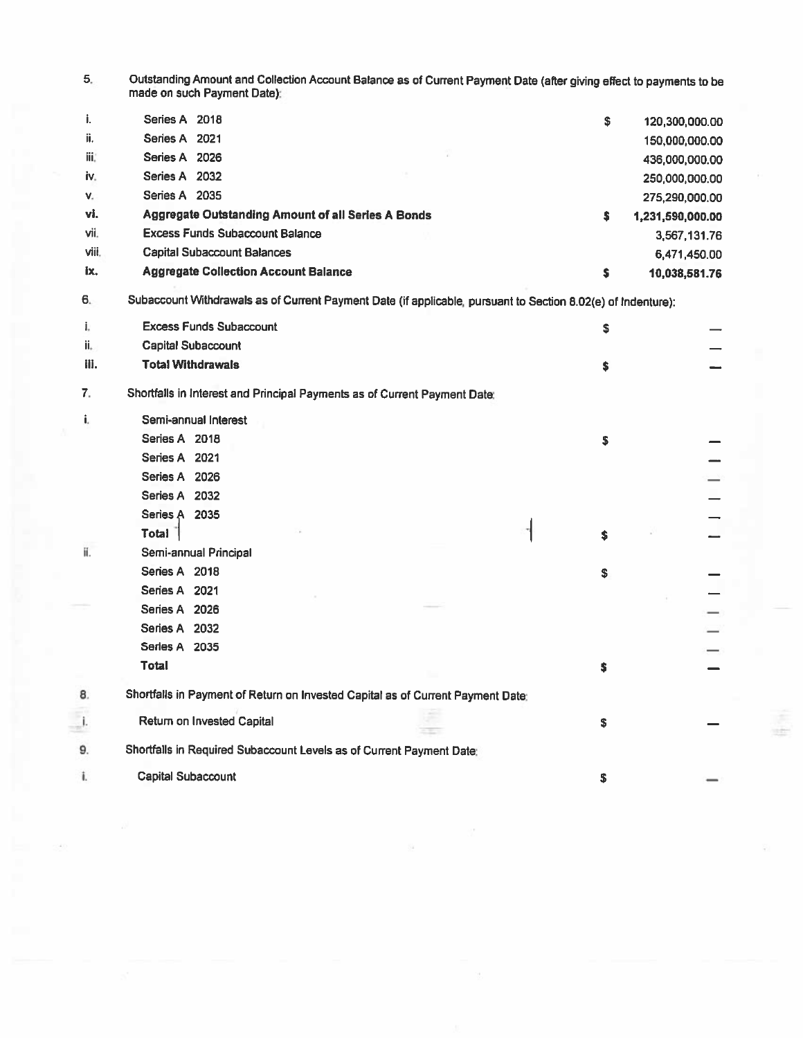5. Outstanding Amount and Collection Account Balance as of Current Payment Date (after giving effect to payments to be made on such Payment Date):

| | | | |
|---|---|---|---|
| i. | Series A 2018 | $ | 120,300,000.00 |
| ii. | Series A 2021 | | 150,000,000.00 |
| iii. | Series A 2026 | | 436,000,000.00 |
| iv. | Series A 2032 | | 250,000,000.00 |
| v. | Series A 2035 | | 275,290,000.00 |
| **vi.** | **Aggregate Outstanding Amount of all Series A Bonds** | **$** | **1,231,590,000.00** |
| vii. | Excess Funds Subaccount Balance | | 3,567,131.76 |
| viii. | Capital Subaccount Balances | | 6,471,450.00 |
| **ix.** | **Aggregate Collection Account Balance** | **$** | **10,038,581.76** |

6. Subaccount Withdrawals as of Current Payment Date (if applicable, pursuant to Section 8.02(e) of Indenture):

| | | | |
|---|---|---|---|
| i. | Excess Funds Subaccount | $ | — |
| ii. | Capital Subaccount | | — |
| **iii.** | **Total Withdrawals** | **$** | **—** |

7. Shortfalls in Interest and Principal Payments as of Current Payment Date:

| | | | |
|---|---|---|---|
| i. | Semi-annual Interest | | |
| | Series A 2018 | $ | — |
| | Series A 2021 | | — |
| | Series A 2026 | | — |
| | Series A 2032 | | — |
| | Series A 2035 | | — |
| | **Total** | $ | — |
| ii. | Semi-annual Principal | | |
| | Series A 2018 | $ | — |
| | Series A 2021 | | — |
| | Series A 2026 | | — |
| | Series A 2032 | | — |
| | Series A 2035 | | — |
| | **Total** | $ | — |

8. Shortfalls in Payment of Return on Invested Capital as of Current Payment Date:

| | | | |
|---|---|---|---|
| i. | Return on Invested Capital | $ | — |

9. Shortfalls in Required Subaccount Levels as of Current Payment Date:

| | | | |
|---|---|---|---|
| i. | Capital Subaccount | $ | — |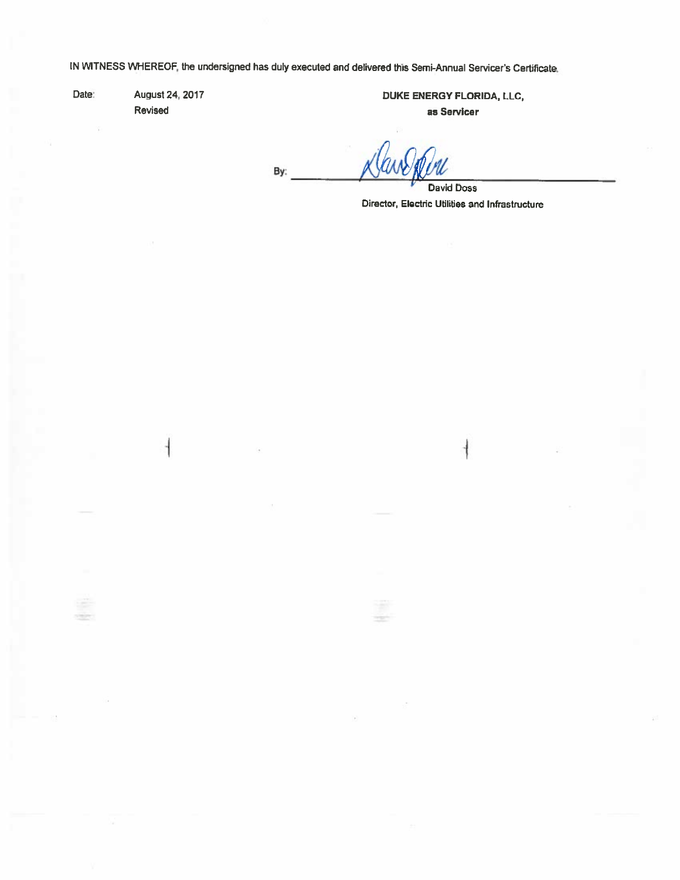IN WITNESS WHEREOF, the undersigned has duly executed and delivered this Semi-Annual Servicer's Certificate.

Date: August 24, 2017
Revised

**DUKE ENERGY FLORIDA, LLC,**
**as Servicer**

By: ______________________________
David Doss
Director, Electric Utilities and Infrastructure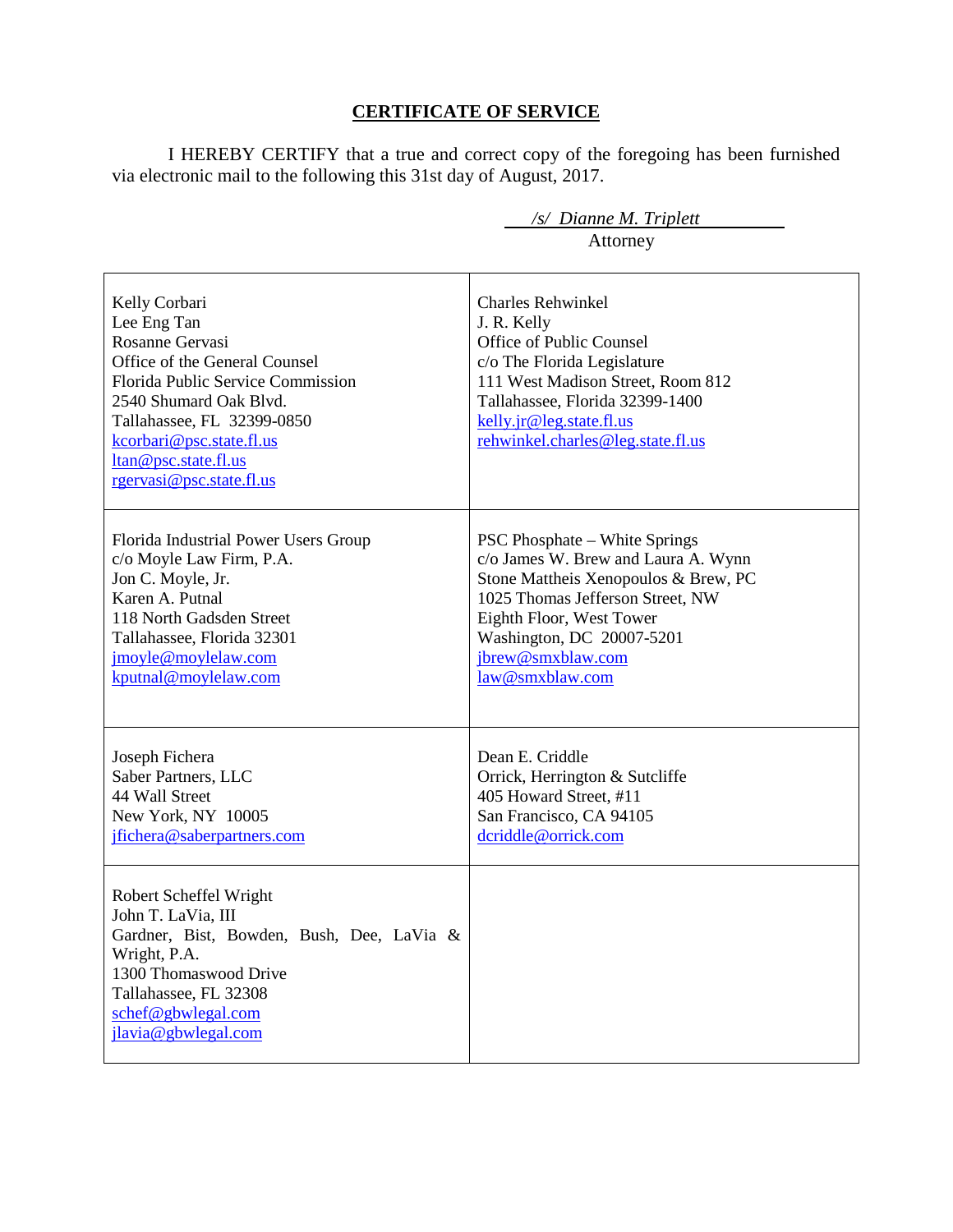# CERTIFICATE OF SERVICE

I HEREBY CERTIFY that a true and correct copy of the foregoing has been furnished via electronic mail to the following this 31st day of August, 2017.

*/s/ Dianne M. Triplett*
Attorney

| | |
|---|---|
| Kelly Corbari<br>Lee Eng Tan<br>Rosanne Gervasi<br>Office of the General Counsel<br>Florida Public Service Commission<br>2540 Shumard Oak Blvd.<br>Tallahassee, FL 32399-0850<br>kcorbari@psc.state.fl.us<br>ltan@psc.state.fl.us<br>rgervasi@psc.state.fl.us | Charles Rehwinkel<br>J. R. Kelly<br>Office of Public Counsel<br>c/o The Florida Legislature<br>111 West Madison Street, Room 812<br>Tallahassee, Florida 32399-1400<br>kelly.jr@leg.state.fl.us<br>rehwinkel.charles@leg.state.fl.us |
| Florida Industrial Power Users Group<br>c/o Moyle Law Firm, P.A.<br>Jon C. Moyle, Jr.<br>Karen A. Putnal<br>118 North Gadsden Street<br>Tallahassee, Florida 32301<br>jmoyle@moylelaw.com<br>kputnal@moylelaw.com | PSC Phosphate – White Springs<br>c/o James W. Brew and Laura A. Wynn<br>Stone Mattheis Xenopoulos & Brew, PC<br>1025 Thomas Jefferson Street, NW<br>Eighth Floor, West Tower<br>Washington, DC 20007-5201<br>jbrew@smxblaw.com<br>law@smxblaw.com |
| Joseph Fichera<br>Saber Partners, LLC<br>44 Wall Street<br>New York, NY 10005<br>jfichera@saberpartners.com | Dean E. Criddle<br>Orrick, Herrington & Sutcliffe<br>405 Howard Street, #11<br>San Francisco, CA 94105<br>dcriddle@orrick.com |
| Robert Scheffel Wright<br>John T. LaVia, III<br>Gardner, Bist, Bowden, Bush, Dee, LaVia & Wright, P.A.<br>1300 Thomaswood Drive<br>Tallahassee, FL 32308<br>schef@gbwlegal.com<br>jlavia@gbwlegal.com | |